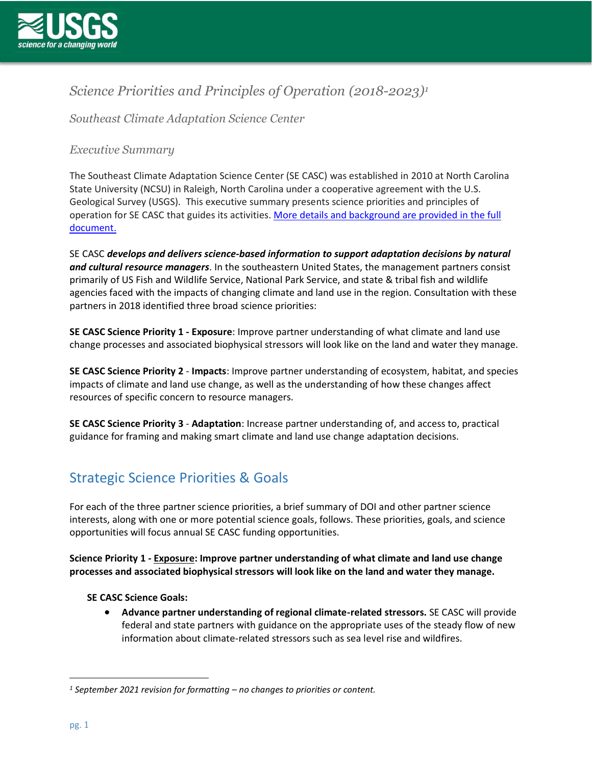# *Science Priorities and Principles of Operation (2018-2023)*[1]

## *Southeast Climate Adaptation Science Center*

### *Executive Summary*

The Southeast Climate Adaptation Science Center (SE CASC) was established in 2010 at North Carolina State University (NCSU) in Raleigh, North Carolina under a cooperative agreement with the U.S. Geological Survey (USGS). This executive summary presents science priorities and principles of operation for SE CASC that guides its activities. More details and background are provided in the full document.

SE CASC ***develops and delivers science-based information to support adaptation decisions by natural and cultural resource managers***. In the southeastern United States, the management partners consist primarily of US Fish and Wildlife Service, National Park Service, and state & tribal fish and wildlife agencies faced with the impacts of changing climate and land use in the region. Consultation with these partners in 2018 identified three broad science priorities:

**SE CASC Science Priority 1 - Exposure**: Improve partner understanding of what climate and land use change processes and associated biophysical stressors will look like on the land and water they manage.

**SE CASC Science Priority 2** - **Impacts**: Improve partner understanding of ecosystem, habitat, and species impacts of climate and land use change, as well as the understanding of how these changes affect resources of specific concern to resource managers.

**SE CASC Science Priority 3** - **Adaptation**: Increase partner understanding of, and access to, practical guidance for framing and making smart climate and land use change adaptation decisions.

## Strategic Science Priorities & Goals

For each of the three partner science priorities, a brief summary of DOI and other partner science interests, along with one or more potential science goals, follows. These priorities, goals, and science opportunities will focus annual SE CASC funding opportunities.

**Science Priority 1 - <u>Exposure</u>: Improve partner understanding of what climate and land use change processes and associated biophysical stressors will look like on the land and water they manage.**

**SE CASC Science Goals:**

- **Advance partner understanding of regional climate-related stressors.** SE CASC will provide federal and state partners with guidance on the appropriate uses of the steady flow of new information about climate-related stressors such as sea level rise and wildfires.

---

[1] *September 2021 revision for formatting – no changes to priorities or content.*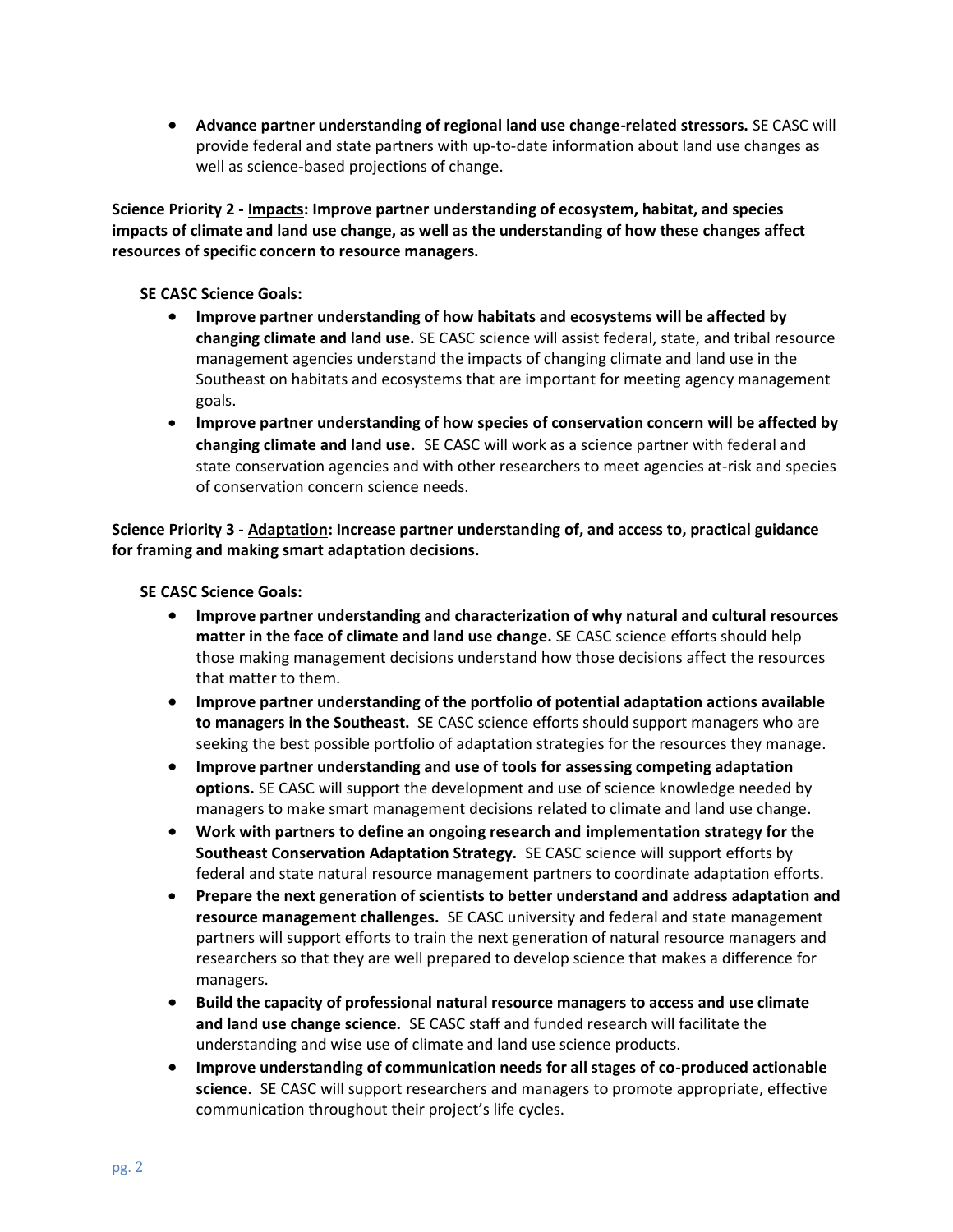- **Advance partner understanding of regional land use change-related stressors.** SE CASC will provide federal and state partners with up-to-date information about land use changes as well as science-based projections of change.

**Science Priority 2 - Impacts: Improve partner understanding of ecosystem, habitat, and species impacts of climate and land use change, as well as the understanding of how these changes affect resources of specific concern to resource managers.**

**SE CASC Science Goals:**

- **Improve partner understanding of how habitats and ecosystems will be affected by changing climate and land use.** SE CASC science will assist federal, state, and tribal resource management agencies understand the impacts of changing climate and land use in the Southeast on habitats and ecosystems that are important for meeting agency management goals.
- **Improve partner understanding of how species of conservation concern will be affected by changing climate and land use.** SE CASC will work as a science partner with federal and state conservation agencies and with other researchers to meet agencies at-risk and species of conservation concern science needs.

**Science Priority 3 - Adaptation: Increase partner understanding of, and access to, practical guidance for framing and making smart adaptation decisions.**

**SE CASC Science Goals:**

- **Improve partner understanding and characterization of why natural and cultural resources matter in the face of climate and land use change.** SE CASC science efforts should help those making management decisions understand how those decisions affect the resources that matter to them.
- **Improve partner understanding of the portfolio of potential adaptation actions available to managers in the Southeast.** SE CASC science efforts should support managers who are seeking the best possible portfolio of adaptation strategies for the resources they manage.
- **Improve partner understanding and use of tools for assessing competing adaptation options.** SE CASC will support the development and use of science knowledge needed by managers to make smart management decisions related to climate and land use change.
- **Work with partners to define an ongoing research and implementation strategy for the Southeast Conservation Adaptation Strategy.** SE CASC science will support efforts by federal and state natural resource management partners to coordinate adaptation efforts.
- **Prepare the next generation of scientists to better understand and address adaptation and resource management challenges.** SE CASC university and federal and state management partners will support efforts to train the next generation of natural resource managers and researchers so that they are well prepared to develop science that makes a difference for managers.
- **Build the capacity of professional natural resource managers to access and use climate and land use change science.** SE CASC staff and funded research will facilitate the understanding and wise use of climate and land use science products.
- **Improve understanding of communication needs for all stages of co-produced actionable science.** SE CASC will support researchers and managers to promote appropriate, effective communication throughout their project's life cycles.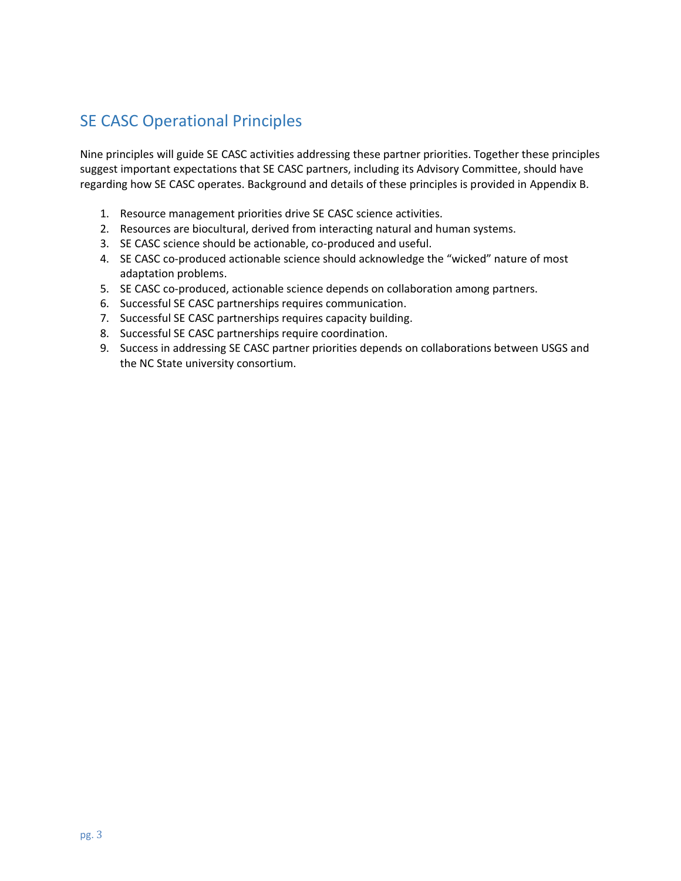## SE CASC Operational Principles

Nine principles will guide SE CASC activities addressing these partner priorities. Together these principles suggest important expectations that SE CASC partners, including its Advisory Committee, should have regarding how SE CASC operates. Background and details of these principles is provided in Appendix B.

1. Resource management priorities drive SE CASC science activities.
2. Resources are biocultural, derived from interacting natural and human systems.
3. SE CASC science should be actionable, co-produced and useful.
4. SE CASC co-produced actionable science should acknowledge the “wicked” nature of most adaptation problems.
5. SE CASC co-produced, actionable science depends on collaboration among partners.
6. Successful SE CASC partnerships requires communication.
7. Successful SE CASC partnerships requires capacity building.
8. Successful SE CASC partnerships require coordination.
9. Success in addressing SE CASC partner priorities depends on collaborations between USGS and the NC State university consortium.